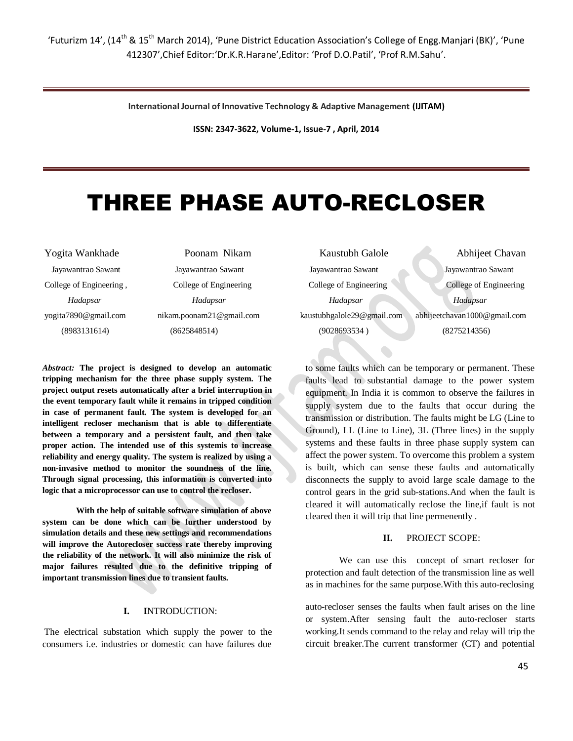# THREE PHASE AUTO-RECLOSER

| Yogita Wankhade | Poonam Nikam | Kaustubh Galole | Abhijeet Chavan |
|---|---|---|---|
| Jayawantrao Sawant College of Engineering, *Hadapsar* | Jayawantrao Sawant College of Engineering *Hadapsar* | Jayawantrao Sawant College of Engineering *Hadapsar* | Jayawantrao Sawant College of Engineering *Hadapsar* |
| yogita7890@gmail.com | nikam.poonam21@gmail.com | kaustubhgalole29@gmail.com | abhijeetchavan1000@gmail.com |
| (8983131614) | (8625848514) | (9028693534 ) | (8275214356) |

*Abstract:* **The project is designed to develop an automatic tripping mechanism for the three phase supply system. The project output resets automatically after a brief interruption in the event temporary fault while it remains in tripped condition in case of permanent fault. The system is developed for an intelligent recloser mechanism that is able to differentiate between a temporary and a persistent fault, and then take proper action. The intended use of this systemis to increase reliability and energy quality. The system is realized by using a non-invasive method to monitor the soundness of the line. Through signal processing, this information is converted into logic that a microprocessor can use to control the recloser.**

**With the help of suitable software simulation of above system can be done which can be further understood by simulation details and these new settings and recommendations will improve the Autorecloser success rate thereby improving the reliability of the network. It will also minimize the risk of major failures resulted due to the definitive tripping of important transmission lines due to transient faults.**

## I. INTRODUCTION:

The electrical substation which supply the power to the consumers i.e. industries or domestic can have failures due to some faults which can be temporary or permanent. These faults lead to substantial damage to the power system equipment. In India it is common to observe the failures in supply system due to the faults that occur during the transmission or distribution. The faults might be LG (Line to Ground), LL (Line to Line), 3L (Three lines) in the supply systems and these faults in three phase supply system can affect the power system. To overcome this problem a system is built, which can sense these faults and automatically disconnects the supply to avoid large scale damage to the control gears in the grid sub-stations.And when the fault is cleared it will automatically reclose the line,if fault is not cleared then it will trip that line permenently .

## II. PROJECT SCOPE:

We can use this concept of smart recloser for protection and fault detection of the transmission line as well as in machines for the same purpose.With this auto-reclosing

auto-recloser senses the faults when fault arises on the line or system.After sensing fault the auto-recloser starts working.It sends command to the relay and relay will trip the circuit breaker.The current transformer (CT) and potential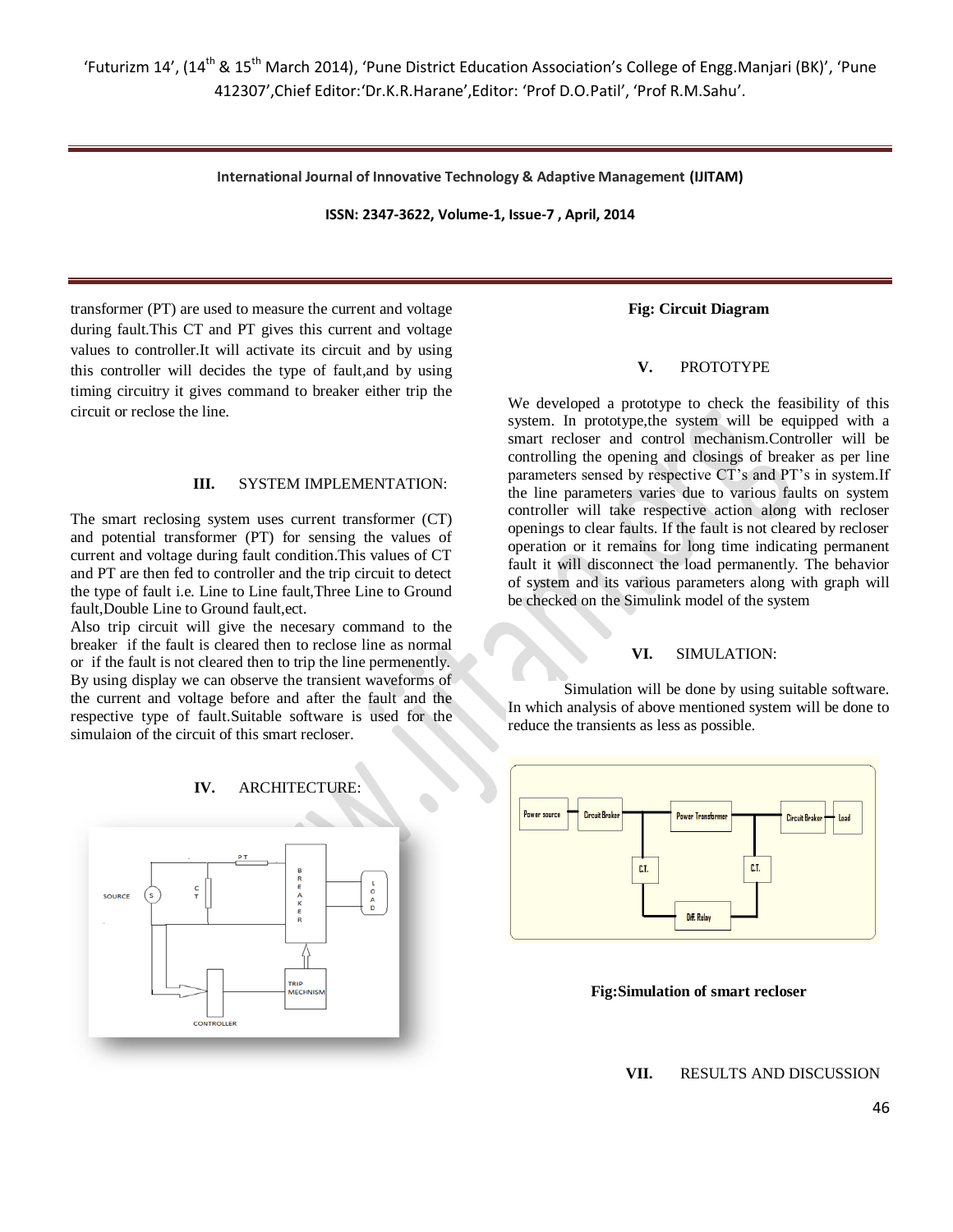transformer (PT) are used to measure the current and voltage during fault.This CT and PT gives this current and voltage values to controller.It will activate its circuit and by using this controller will decides the type of fault,and by using timing circuitry it gives command to breaker either trip the circuit or reclose the line.

## III. SYSTEM IMPLEMENTATION:

The smart reclosing system uses current transformer (CT) and potential transformer (PT) for sensing the values of current and voltage during fault condition.This values of CT and PT are then fed to controller and the trip circuit to detect the type of fault i.e. Line to Line fault,Three Line to Ground fault,Double Line to Ground fault,ect.

Also trip circuit will give the necesary command to the breaker if the fault is cleared then to reclose line as normal or if the fault is not cleared then to trip the line permenently. By using display we can observe the transient waveforms of the current and voltage before and after the fault and the respective type of fault.Suitable software is used for the simulaion of the circuit of this smart recloser.

## IV. ARCHITECTURE:

**Fig: Circuit Diagram**

## V. PROTOTYPE

We developed a prototype to check the feasibility of this system. In prototype,the system will be equipped with a smart recloser and control mechanism.Controller will be controlling the opening and closings of breaker as per line parameters sensed by respective CT's and PT's in system.If the line parameters varies due to various faults on system controller will take respective action along with recloser openings to clear faults. If the fault is not cleared by recloser operation or it remains for long time indicating permanent fault it will disconnect the load permanently. The behavior of system and its various parameters along with graph will be checked on the Simulink model of the system

## VI. SIMULATION:

Simulation will be done by using suitable software. In which analysis of above mentioned system will be done to reduce the transients as less as possible.

**Fig:Simulation of smart recloser**

## VII. RESULTS AND DISCUSSION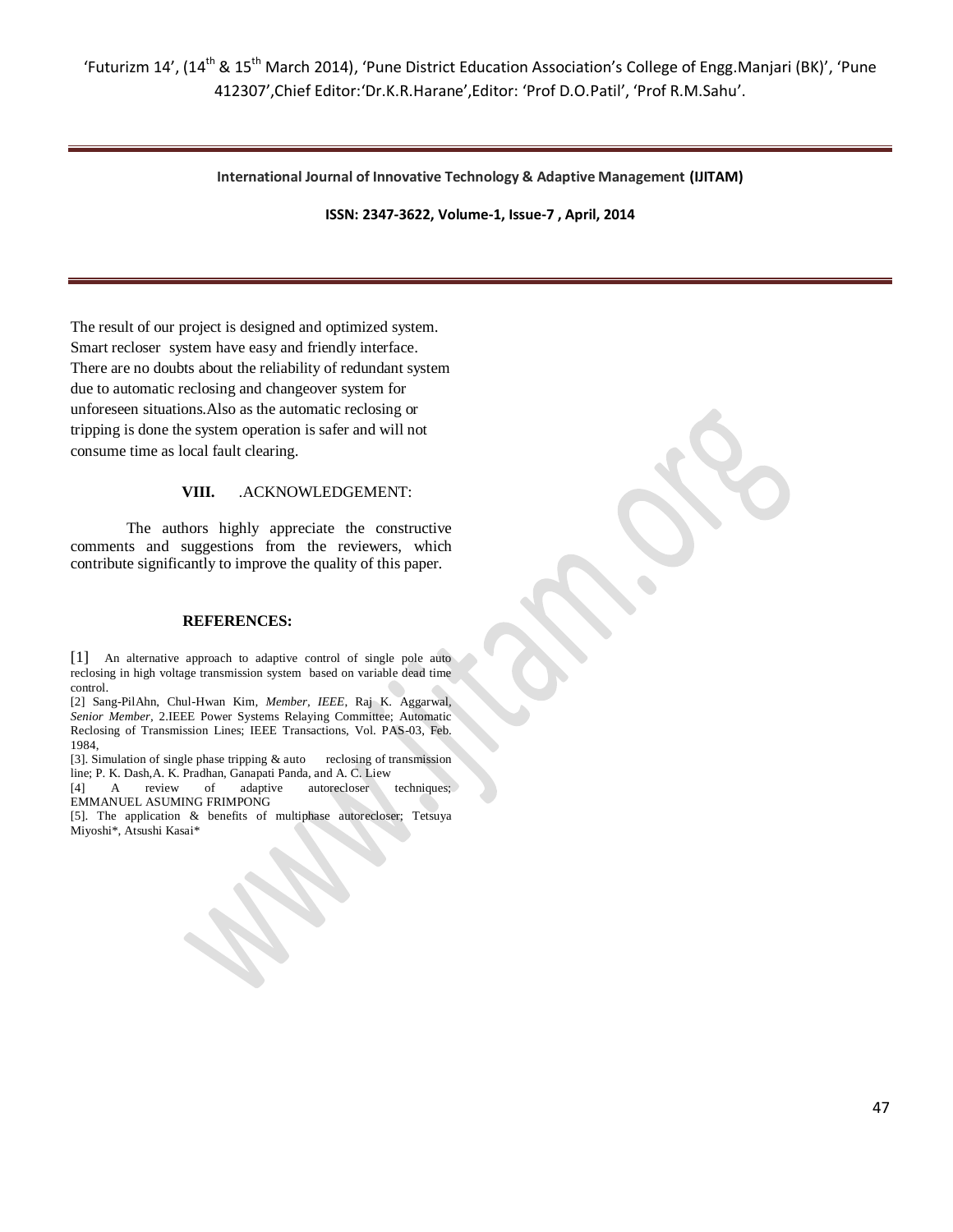The result of our project is designed and optimized system. Smart recloser system have easy and friendly interface. There are no doubts about the reliability of redundant system due to automatic reclosing and changeover system for unforeseen situations.Also as the automatic reclosing or tripping is done the system operation is safer and will not consume time as local fault clearing.

## VIII. .ACKNOWLEDGEMENT:

The authors highly appreciate the constructive comments and suggestions from the reviewers, which contribute significantly to improve the quality of this paper.

## REFERENCES:

[1] An alternative approach to adaptive control of single pole auto reclosing in high voltage transmission system based on variable dead time control.

[2] Sang-PilAhn, Chul-Hwan Kim, *Member, IEEE*, Raj K. Aggarwal, *Senior Member*, 2.IEEE Power Systems Relaying Committee; Automatic Reclosing of Transmission Lines; IEEE Transactions, Vol. PAS-03, Feb. 1984,

[3]. Simulation of single phase tripping & auto reclosing of transmission line; P. K. Dash,A. K. Pradhan, Ganapati Panda, and A. C. Liew

[4] A review of adaptive autorecloser techniques; EMMANUEL ASUMING FRIMPONG

[5]. The application & benefits of multiphase autorecloser; Tetsuya Miyoshi*, Atsushi Kasai*